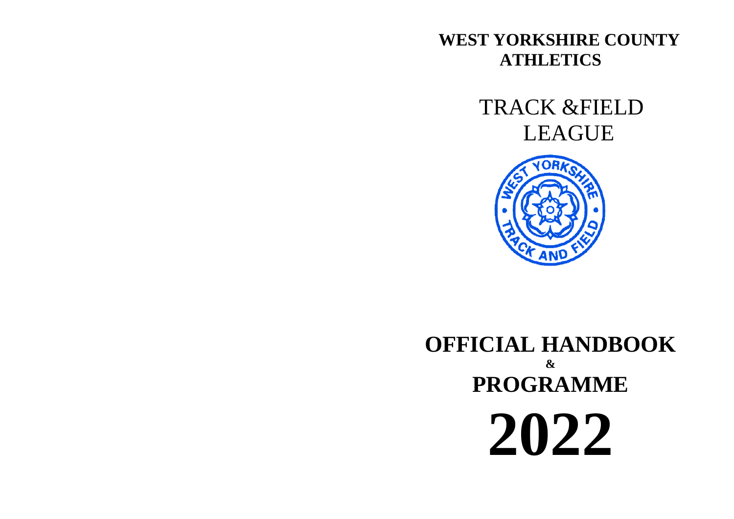# WEST YORKSHIRE COUNTY ATHLETICS

## TRACK &FIELD LEAGUE

# OFFICIAL HANDBOOK

**&**

# PROGRAMME

# 2022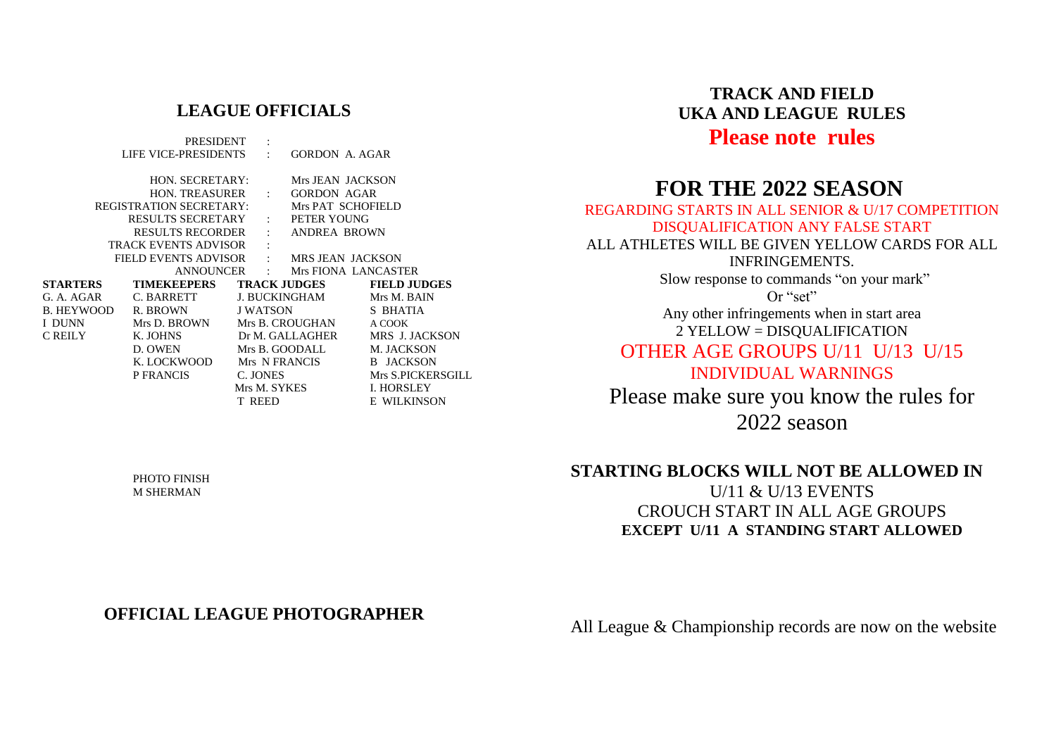## LEAGUE OFFICIALS

| | | |
|---|---|---|
| PRESIDENT | : | |
| LIFE VICE-PRESIDENTS | : | GORDON A. AGAR |
| HON. SECRETARY: | | Mrs JEAN JACKSON |
| HON. TREASURER | : | GORDON AGAR |
| REGISTRATION SECRETARY: | | Mrs PAT SCHOFIELD |
| RESULTS SECRETARY | : | PETER YOUNG |
| RESULTS RECORDER | : | ANDREA BROWN |
| TRACK EVENTS ADVISOR | : | |
| FIELD EVENTS ADVISOR | : | MRS JEAN JACKSON |
| ANNOUNCER | : | Mrs FIONA LANCASTER |

| **STARTERS** | **TIMEKEEPERS** | **TRACK JUDGES** | **FIELD JUDGES** |
|---|---|---|---|
| G. A. AGAR | C. BARRETT | J. BUCKINGHAM | Mrs M. BAIN |
| B. HEYWOOD | R. BROWN | J WATSON | S BHATIA |
| I DUNN | Mrs D. BROWN | Mrs B. CROUGHAN | A COOK |
| C REILY | K. JOHNS | Dr M. GALLAGHER | MRS J. JACKSON |
| | D. OWEN | Mrs B. GOODALL | M. JACKSON |
| | K. LOCKWOOD | Mrs N FRANCIS | B JACKSON |
| | P FRANCIS | C. JONES | Mrs S.PICKERSGILL |
| | | Mrs M. SYKES | I. HORSLEY |
| | | T REED | E WILKINSON |

PHOTO FINISH
M SHERMAN

**OFFICIAL LEAGUE PHOTOGRAPHER**

## TRACK AND FIELD
## UKA AND LEAGUE RULES
## Please note rules

# FOR THE 2022 SEASON

REGARDING STARTS IN ALL SENIOR & U/17 COMPETITION
DISQUALIFICATION ANY FALSE START
ALL ATHLETES WILL BE GIVEN YELLOW CARDS FOR ALL INFRINGEMENTS.
Slow response to commands "on your mark"
Or "set"
Any other infringements when in start area
2 YELLOW = DISQUALIFICATION
OTHER AGE GROUPS U/11 U/13 U/15
INDIVIDUAL WARNINGS
Please make sure you know the rules for 2022 season

**STARTING BLOCKS WILL NOT BE ALLOWED IN**
U/11 & U/13 EVENTS
CROUCH START IN ALL AGE GROUPS
**EXCEPT U/11 A STANDING START ALLOWED**

All League & Championship records are now on the website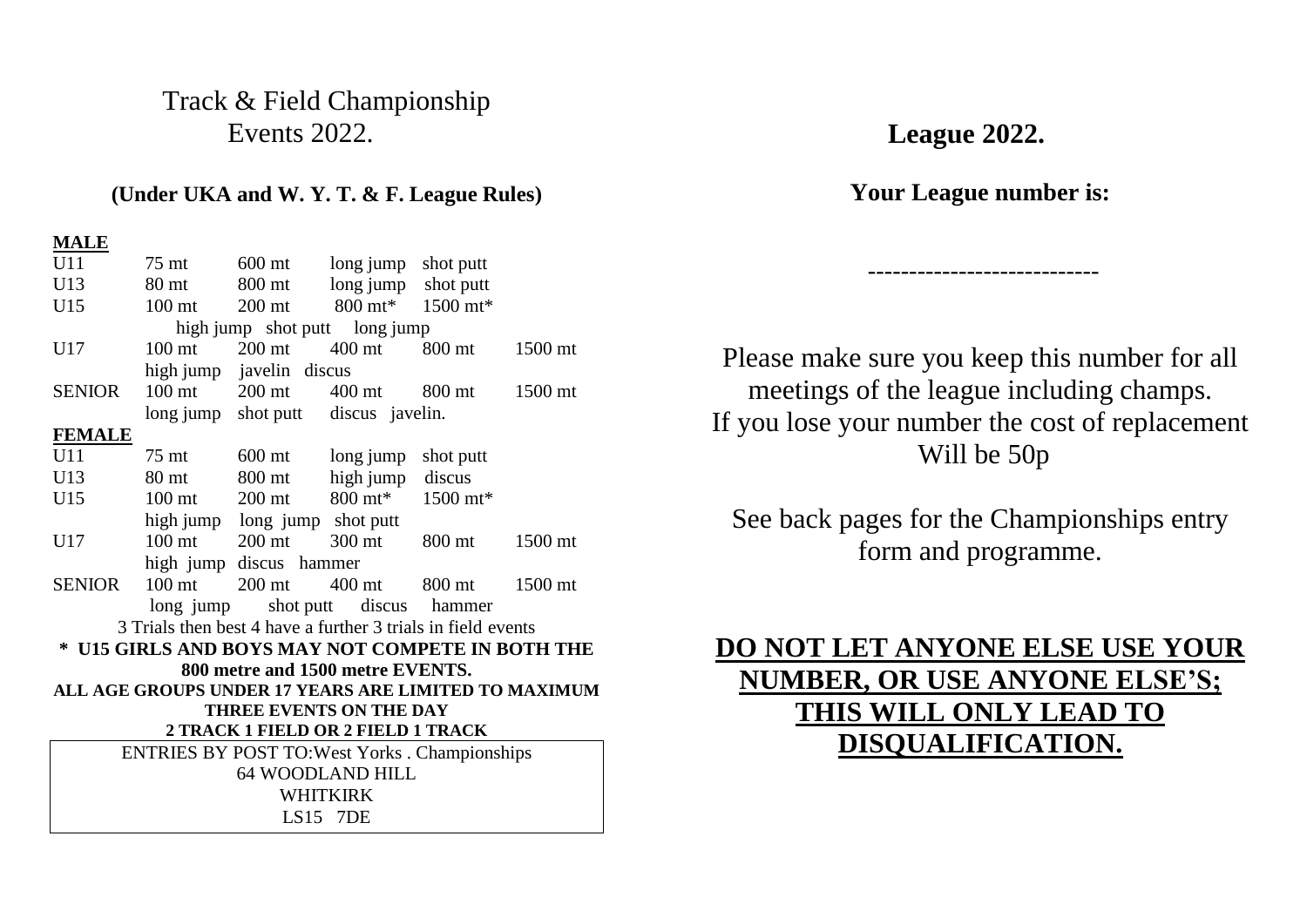# Track & Field Championship Events 2022.

**(Under UKA and W. Y. T. & F. League Rules)**

**MALE**

| | | | | | |
|---|---|---|---|---|---|
| U11 | 75 mt | 600 mt | long jump | shot putt | |
| U13 | 80 mt | 800 mt | long jump | shot putt | |
| U15 | 100 mt | 200 mt | 800 mt* | 1500 mt* | |
| | high jump | shot putt | long jump | | |
| U17 | 100 mt | 200 mt | 400 mt | 800 mt | 1500 mt |
| | high jump | javelin | discus | | |
| SENIOR | 100 mt | 200 mt | 400 mt | 800 mt | 1500 mt |
| | long jump | shot putt | discus | javelin. | |

**FEMALE**

| | | | | | |
|---|---|---|---|---|---|
| U11 | 75 mt | 600 mt | long jump | shot putt | |
| U13 | 80 mt | 800 mt | high jump | discus | |
| U15 | 100 mt | 200 mt | 800 mt* | 1500 mt* | |
| | high jump | long jump | shot putt | | |
| U17 | 100 mt | 200 mt | 300 mt | 800 mt | 1500 mt |
| | high jump | discus | hammer | | |
| SENIOR | 100 mt | 200 mt | 400 mt | 800 mt | 1500 mt |
| | long jump | shot putt | discus | hammer | |

3 Trials then best 4 have a further 3 trials in field events

**\* U15 GIRLS AND BOYS MAY NOT COMPETE IN BOTH THE 800 metre and 1500 metre EVENTS.**

**ALL AGE GROUPS UNDER 17 YEARS ARE LIMITED TO MAXIMUM THREE EVENTS ON THE DAY**

**2 TRACK 1 FIELD OR 2 FIELD 1 TRACK**

ENTRIES BY POST TO:West Yorks . Championships
64 WOODLAND HILL
WHITKIRK
LS15 7DE

# League 2022.

**Your League number is:**

----------------------------

Please make sure you keep this number for all meetings of the league including champs.
If you lose your number the cost of replacement Will be 50p

See back pages for the Championships entry form and programme.

**DO NOT LET ANYONE ELSE USE YOUR NUMBER, OR USE ANYONE ELSE'S; THIS WILL ONLY LEAD TO DISQUALIFICATION.**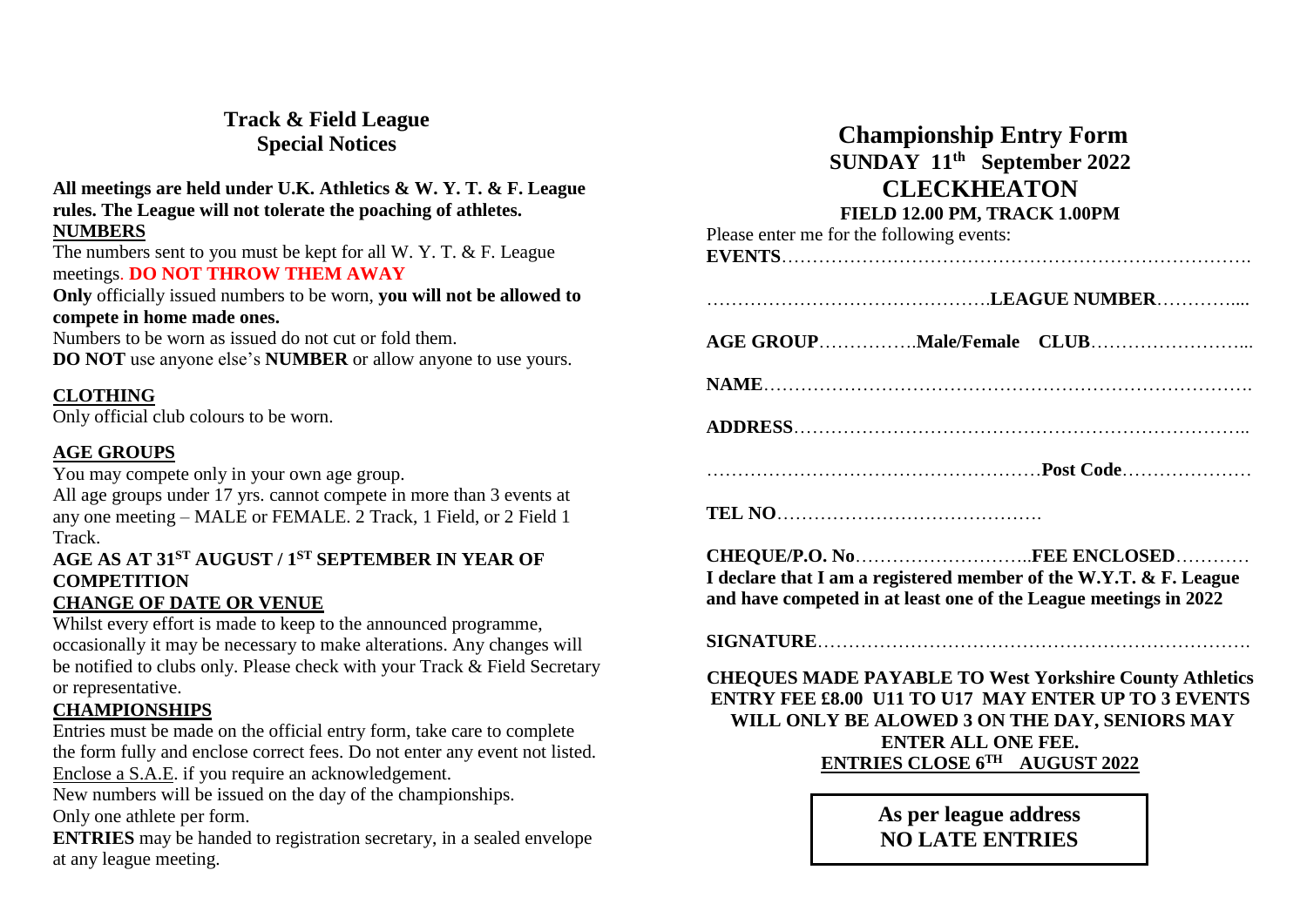## Track & Field League
## Special Notices

**All meetings are held under U.K. Athletics & W. Y. T. & F. League rules. The League will not tolerate the poaching of athletes.**

**NUMBERS**

The numbers sent to you must be kept for all W. Y. T. & F. League meetings. **DO NOT THROW THEM AWAY**

**Only** officially issued numbers to be worn, **you will not be allowed to compete in home made ones.**

Numbers to be worn as issued do not cut or fold them.

**DO NOT** use anyone else's **NUMBER** or allow anyone to use yours.

**CLOTHING**

Only official club colours to be worn.

**AGE GROUPS**

You may compete only in your own age group.

All age groups under 17 yrs. cannot compete in more than 3 events at any one meeting – MALE or FEMALE. 2 Track, 1 Field, or 2 Field 1 Track.

**AGE AS AT 31ST AUGUST / 1ST SEPTEMBER IN YEAR OF COMPETITION**

**CHANGE OF DATE OR VENUE**

Whilst every effort is made to keep to the announced programme, occasionally it may be necessary to make alterations. Any changes will be notified to clubs only. Please check with your Track & Field Secretary or representative.

**CHAMPIONSHIPS**

Entries must be made on the official entry form, take care to complete the form fully and enclose correct fees. Do not enter any event not listed. Enclose a S.A.E. if you require an acknowledgement.

New numbers will be issued on the day of the championships.

Only one athlete per form.

**ENTRIES** may be handed to registration secretary, in a sealed envelope at any league meeting.

## Championship Entry Form
### SUNDAY 11th September 2022
## CLECKHEATON
### FIELD 12.00 PM, TRACK 1.00PM

Please enter me for the following events:

**EVENTS**……………………………………………………………………

……………………………………….**LEAGUE NUMBER**…………....

**AGE GROUP**…………….**Male/Female** **CLUB**……………………...

**NAME**………………………………………………………………………

**ADDRESS**…………………………………………………………………..

………………………………………………**Post Code**…………………

**TEL NO**…………………………………….

**CHEQUE/P.O. No**………………………..**FEE ENCLOSED**…………

**I declare that I am a registered member of the W.Y.T. & F. League and have competed in at least one of the League meetings in 2022**

**SIGNATURE**…………………………………………………………….

**CHEQUES MADE PAYABLE TO West Yorkshire County Athletics**
**ENTRY FEE £8.00 U11 TO U17 MAY ENTER UP TO 3 EVENTS WILL ONLY BE ALOWED 3 ON THE DAY, SENIORS MAY ENTER ALL ONE FEE.**
**ENTRIES CLOSE 6TH AUGUST 2022**

**As per league address**
**NO LATE ENTRIES**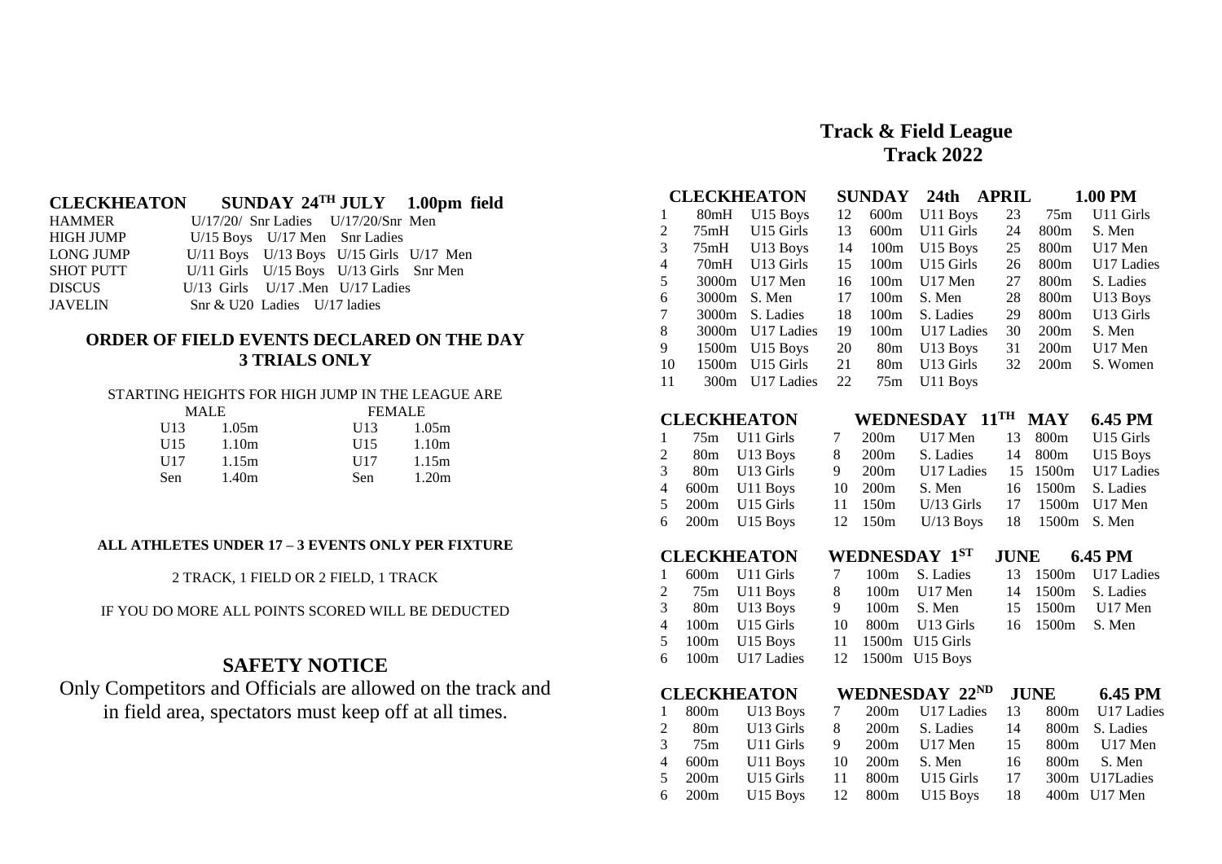## CLECKHEATON SUNDAY 24TH JULY 1.00pm field

| | |
|---|---|
| HAMMER | U/17/20/ Snr Ladies U/17/20/Snr Men |
| HIGH JUMP | U/15 Boys U/17 Men Snr Ladies |
| LONG JUMP | U/11 Boys U/13 Boys U/15 Girls U/17 Men |
| SHOT PUTT | U/11 Girls U/15 Boys U/13 Girls Snr Men |
| DISCUS | U/13 Girls U/17 .Men U/17 Ladies |
| JAVELIN | Snr & U20 Ladies U/17 ladies |

**ORDER OF FIELD EVENTS DECLARED ON THE DAY**
**3 TRIALS ONLY**

STARTING HEIGHTS FOR HIGH JUMP IN THE LEAGUE ARE

| MALE | | FEMALE | |
|---|---|---|---|
| U13 | 1.05m | U13 | 1.05m |
| U15 | 1.10m | U15 | 1.10m |
| U17 | 1.15m | U17 | 1.15m |
| Sen | 1.40m | Sen | 1.20m |

**ALL ATHLETES UNDER 17 – 3 EVENTS ONLY PER FIXTURE**

2 TRACK, 1 FIELD OR 2 FIELD, 1 TRACK

IF YOU DO MORE ALL POINTS SCORED WILL BE DEDUCTED

## SAFETY NOTICE

Only Competitors and Officials are allowed on the track and in field area, spectators must keep off at all times.

# Track & Field League
# Track 2022

### CLECKHEATON SUNDAY 24th APRIL 1.00 PM

| | | | | | | | | |
|---|---|---|---|---|---|---|---|---|
| 1 | 80mH | U15 Boys | 12 | 600m | U11 Boys | 23 | 75m | U11 Girls |
| 2 | 75mH | U15 Girls | 13 | 600m | U11 Girls | 24 | 800m | S. Men |
| 3 | 75mH | U13 Boys | 14 | 100m | U15 Boys | 25 | 800m | U17 Men |
| 4 | 70mH | U13 Girls | 15 | 100m | U15 Girls | 26 | 800m | U17 Ladies |
| 5 | 3000m | U17 Men | 16 | 100m | U17 Men | 27 | 800m | S. Ladies |
| 6 | 3000m | S. Men | 17 | 100m | S. Men | 28 | 800m | U13 Boys |
| 7 | 3000m | S. Ladies | 18 | 100m | S. Ladies | 29 | 800m | U13 Girls |
| 8 | 3000m | U17 Ladies | 19 | 100m | U17 Ladies | 30 | 200m | S. Men |
| 9 | 1500m | U15 Boys | 20 | 80m | U13 Boys | 31 | 200m | U17 Men |
| 10 | 1500m | U15 Girls | 21 | 80m | U13 Girls | 32 | 200m | S. Women |
| 11 | 300m | U17 Ladies | 22 | 75m | U11 Boys | | | |

### CLECKHEATON WEDNESDAY 11TH MAY 6.45 PM

| | | | | | | | | |
|---|---|---|---|---|---|---|---|---|
| 1 | 75m | U11 Girls | 7 | 200m | U17 Men | 13 | 800m | U15 Girls |
| 2 | 80m | U13 Boys | 8 | 200m | S. Ladies | 14 | 800m | U15 Boys |
| 3 | 80m | U13 Girls | 9 | 200m | U17 Ladies | 15 | 1500m | U17 Ladies |
| 4 | 600m | U11 Boys | 10 | 200m | S. Men | 16 | 1500m | S. Ladies |
| 5 | 200m | U15 Girls | 11 | 150m | U/13 Girls | 17 | 1500m | U17 Men |
| 6 | 200m | U15 Boys | 12 | 150m | U/13 Boys | 18 | 1500m | S. Men |

### CLECKHEATON WEDNESDAY 1ST JUNE 6.45 PM

| | | | | | | | | |
|---|---|---|---|---|---|---|---|---|
| 1 | 600m | U11 Girls | 7 | 100m | S. Ladies | 13 | 1500m | U17 Ladies |
| 2 | 75m | U11 Boys | 8 | 100m | U17 Men | 14 | 1500m | S. Ladies |
| 3 | 80m | U13 Boys | 9 | 100m | S. Men | 15 | 1500m | U17 Men |
| 4 | 100m | U15 Girls | 10 | 800m | U13 Girls | 16 | 1500m | S. Men |
| 5 | 100m | U15 Boys | 11 | 1500m | U15 Girls | | | |
| 6 | 100m | U17 Ladies | 12 | 1500m | U15 Boys | | | |

### CLECKHEATON WEDNESDAY 22ND JUNE 6.45 PM

| | | | | | | | | |
|---|---|---|---|---|---|---|---|---|
| 1 | 800m | U13 Boys | 7 | 200m | U17 Ladies | 13 | 800m | U17 Ladies |
| 2 | 80m | U13 Girls | 8 | 200m | S. Ladies | 14 | 800m | S. Ladies |
| 3 | 75m | U11 Girls | 9 | 200m | U17 Men | 15 | 800m | U17 Men |
| 4 | 600m | U11 Boys | 10 | 200m | S. Men | 16 | 800m | S. Men |
| 5 | 200m | U15 Girls | 11 | 800m | U15 Girls | 17 | 300m | U17Ladies |
| 6 | 200m | U15 Boys | 12 | 800m | U15 Boys | 18 | 400m | U17 Men |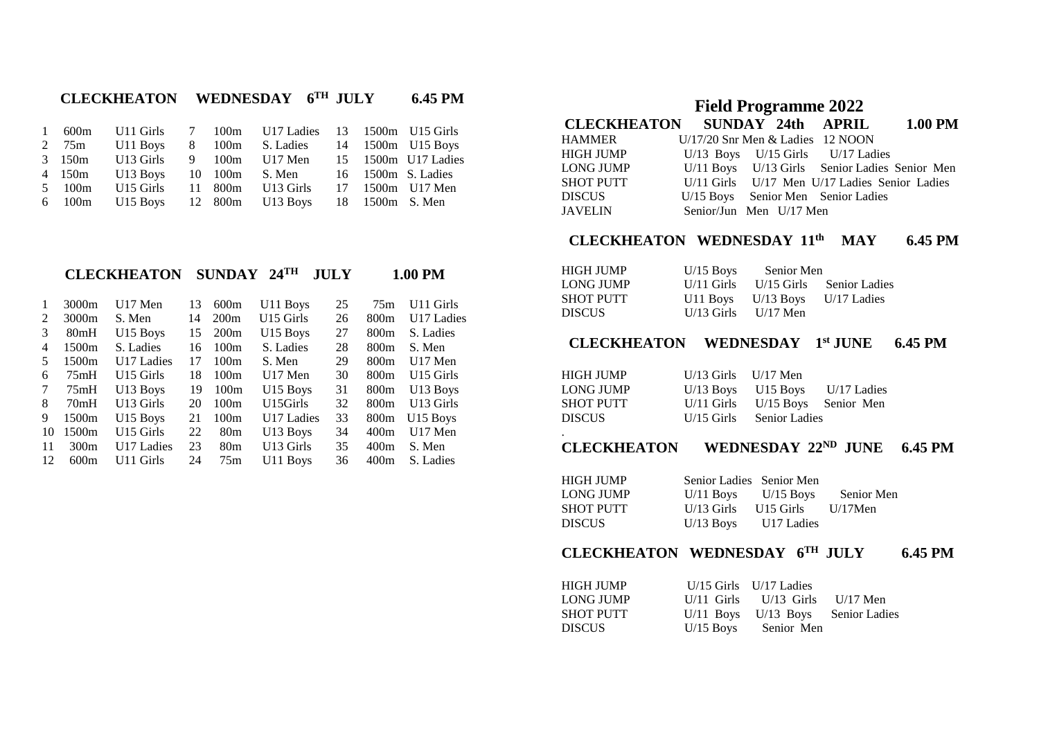## CLECKHEATON WEDNESDAY 6TH JULY 6.45 PM

| | | | | | | | | |
|---|---|---|---|---|---|---|---|---|
| 1 | 600m | U11 Girls | 7 | 100m | U17 Ladies | 13 | 1500m | U15 Girls |
| 2 | 75m | U11 Boys | 8 | 100m | S. Ladies | 14 | 1500m | U15 Boys |
| 3 | 150m | U13 Girls | 9 | 100m | U17 Men | 15 | 1500m | U17 Ladies |
| 4 | 150m | U13 Boys | 10 | 100m | S. Men | 16 | 1500m | S. Ladies |
| 5 | 100m | U15 Girls | 11 | 800m | U13 Girls | 17 | 1500m | U17 Men |
| 6 | 100m | U15 Boys | 12 | 800m | U13 Boys | 18 | 1500m | S. Men |

## CLECKHEATON SUNDAY 24TH JULY 1.00 PM

| | | | | | | | | |
|---|---|---|---|---|---|---|---|---|
| 1 | 3000m | U17 Men | 13 | 600m | U11 Boys | 25 | 75m | U11 Girls |
| 2 | 3000m | S. Men | 14 | 200m | U15 Girls | 26 | 800m | U17 Ladies |
| 3 | 80mH | U15 Boys | 15 | 200m | U15 Boys | 27 | 800m | S. Ladies |
| 4 | 1500m | S. Ladies | 16 | 100m | S. Ladies | 28 | 800m | S. Men |
| 5 | 1500m | U17 Ladies | 17 | 100m | S. Men | 29 | 800m | U17 Men |
| 6 | 75mH | U15 Girls | 18 | 100m | U17 Men | 30 | 800m | U15 Girls |
| 7 | 75mH | U13 Boys | 19 | 100m | U15 Boys | 31 | 800m | U13 Boys |
| 8 | 70mH | U13 Girls | 20 | 100m | U15Girls | 32 | 800m | U13 Girls |
| 9 | 1500m | U15 Boys | 21 | 100m | U17 Ladies | 33 | 800m | U15 Boys |
| 10 | 1500m | U15 Girls | 22 | 80m | U13 Boys | 34 | 400m | U17 Men |
| 11 | 300m | U17 Ladies | 23 | 80m | U13 Girls | 35 | 400m | S. Men |
| 12 | 600m | U11 Girls | 24 | 75m | U11 Boys | 36 | 400m | S. Ladies |

# Field Programme 2022

## CLECKHEATON SUNDAY 24th APRIL 1.00 PM

| | |
|---|---|
| HAMMER | U/17/20 Snr Men & Ladies 12 NOON |
| HIGH JUMP | U/13 Boys U/15 Girls U/17 Ladies |
| LONG JUMP | U/11 Boys U/13 Girls Senior Ladies Senior Men |
| SHOT PUTT | U/11 Girls U/17 Men U/17 Ladies Senior Ladies |
| DISCUS | U/15 Boys Senior Men Senior Ladies |
| JAVELIN | Senior/Jun Men U/17 Men |

## CLECKHEATON WEDNESDAY 11th MAY 6.45 PM

| | |
|---|---|
| HIGH JUMP | U/15 Boys Senior Men |
| LONG JUMP | U/11 Girls U/15 Girls Senior Ladies |
| SHOT PUTT | U11 Boys U/13 Boys U/17 Ladies |
| DISCUS | U/13 Girls U/17 Men |

## CLECKHEATON WEDNESDAY 1st JUNE 6.45 PM

| | |
|---|---|
| HIGH JUMP | U/13 Girls U/17 Men |
| LONG JUMP | U/13 Boys U15 Boys U/17 Ladies |
| SHOT PUTT | U/11 Girls U/15 Boys Senior Men |
| DISCUS | U/15 Girls Senior Ladies |

## CLECKHEATON WEDNESDAY 22ND JUNE 6.45 PM

| | |
|---|---|
| HIGH JUMP | Senior Ladies Senior Men |
| LONG JUMP | U/11 Boys U/15 Boys Senior Men |
| SHOT PUTT | U/13 Girls U15 Girls U/17Men |
| DISCUS | U/13 Boys U17 Ladies |

## CLECKHEATON WEDNESDAY 6TH JULY 6.45 PM

| | |
|---|---|
| HIGH JUMP | U/15 Girls U/17 Ladies |
| LONG JUMP | U/11 Girls U/13 Girls U/17 Men |
| SHOT PUTT | U/11 Boys U/13 Boys Senior Ladies |
| DISCUS | U/15 Boys Senior Men |